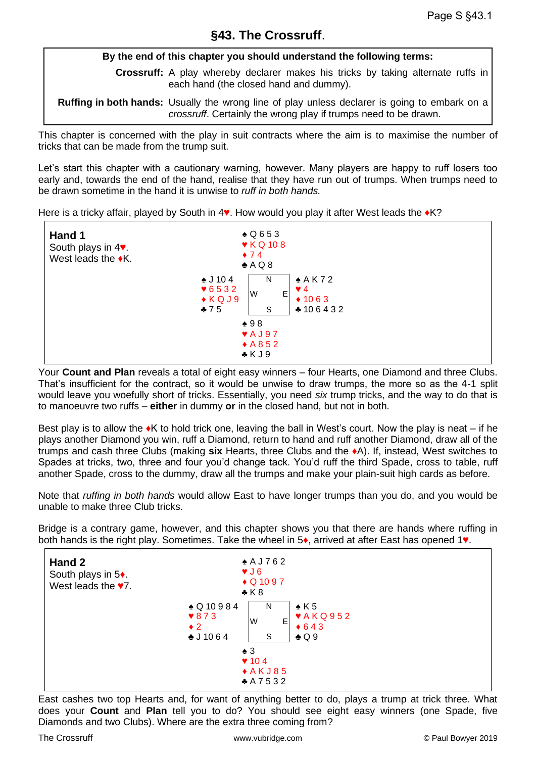# §43. The Crossruff.

**By the end of this chapter you should understand the following terms:**

**Crossruff:** A play whereby declarer makes his tricks by taking alternate ruffs in each hand (the closed hand and dummy).

**Ruffing in both hands:** Usually the wrong line of play unless declarer is going to embark on a *crossruff*. Certainly the wrong play if trumps need to be drawn.

This chapter is concerned with the play in suit contracts where the aim is to maximise the number of tricks that can be made from the trump suit.

Let's start this chapter with a cautionary warning, however. Many players are happy to ruff losers too early and, towards the end of the hand, realise that they have run out of trumps. When trumps need to be drawn sometime in the hand it is unwise to *ruff in both hands.*

Here is a tricky affair, played by South in 4♥. How would you play it after West leads the ♦K?

**Hand 1**
South plays in 4♥.
West leads the ♦K.

| | North | |
|---|---|---|
| | ♠ Q 6 5 3<br>♥ K Q 10 8<br>♦ 7 4<br>♣ A Q 8 | |
| **West**<br>♠ J 10 4<br>♥ 6 5 3 2<br>♦ K Q J 9<br>♣ 7 5 | | **East**<br>♠ A K 7 2<br>♥ 4<br>♦ 10 6 3<br>♣ 10 6 4 3 2 |
| | **South**<br>♠ 9 8<br>♥ A J 9 7<br>♦ A 8 5 2<br>♣ K J 9 | |

Your **Count and Plan** reveals a total of eight easy winners – four Hearts, one Diamond and three Clubs. That's insufficient for the contract, so it would be unwise to draw trumps, the more so as the 4-1 split would leave you woefully short of tricks. Essentially, you need *six* trump tricks, and the way to do that is to manoeuvre two ruffs – **either** in dummy **or** in the closed hand, but not in both.

Best play is to allow the ♦K to hold trick one, leaving the ball in West's court. Now the play is neat – if he plays another Diamond you win, ruff a Diamond, return to hand and ruff another Diamond, draw all of the trumps and cash three Clubs (making **six** Hearts, three Clubs and the ♦A). If, instead, West switches to Spades at tricks, two, three and four you'd change tack. You'd ruff the third Spade, cross to table, ruff another Spade, cross to the dummy, draw all the trumps and make your plain-suit high cards as before.

Note that *ruffing in both hands* would allow East to have longer trumps than you do, and you would be unable to make three Club tricks.

Bridge is a contrary game, however, and this chapter shows you that there are hands where ruffing in both hands is the right play. Sometimes. Take the wheel in 5♦, arrived at after East has opened 1♥.

**Hand 2**
South plays in 5♦.
West leads the ♥7.

| | North | |
|---|---|---|
| | ♠ A J 7 6 2<br>♥ J 6<br>♦ Q 10 9 7<br>♣ K 8 | |
| **West**<br>♠ Q 10 9 8 4<br>♥ 8 7 3<br>♦ 2<br>♣ J 10 6 4 | | **East**<br>♠ K 5<br>♥ A K Q 9 5 2<br>♦ 6 4 3<br>♣ Q 9 |
| | **South**<br>♠ 3<br>♥ 10 4<br>♦ A K J 8 5<br>♣ A 7 5 3 2 | |

East cashes two top Hearts and, for want of anything better to do, plays a trump at trick three. What does your **Count** and **Plan** tell you to do? You should see eight easy winners (one Spade, five Diamonds and two Clubs). Where are the extra three coming from?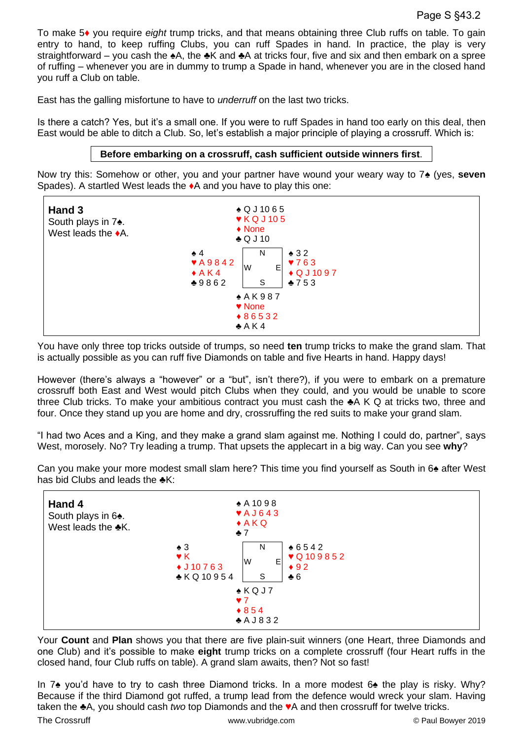To make 5♦ you require *eight* trump tricks, and that means obtaining three Club ruffs on table. To gain entry to hand, to keep ruffing Clubs, you can ruff Spades in hand. In practice, the play is very straightforward – you cash the ♠A, the ♣K and ♣A at tricks four, five and six and then embark on a spree of ruffing – whenever you are in dummy to trump a Spade in hand, whenever you are in the closed hand you ruff a Club on table.

East has the galling misfortune to have to *underruff* on the last two tricks.

Is there a catch? Yes, but it's a small one. If you were to ruff Spades in hand too early on this deal, then East would be able to ditch a Club. So, let's establish a major principle of playing a crossruff. Which is:

**Before embarking on a crossruff, cash sufficient outside winners first**.

Now try this: Somehow or other, you and your partner have wound your weary way to 7♠ (yes, **seven** Spades). A startled West leads the ♦A and you have to play this one:

**Hand 3**
South plays in 7♠.
West leads the ♦A.

| | North | |
|---|---|---|
| | ♠ Q J 10 6 5<br>♥ K Q J 10 5<br>♦ None<br>♣ Q J 10 | |
| **West**<br>♠ 4<br>♥ A 9 8 4 2<br>♦ A K 4<br>♣ 9 8 6 2 | | **East**<br>♠ 3 2<br>♥ 7 6 3<br>♦ Q J 10 9 7<br>♣ 7 5 3 |
| | **South**<br>♠ A K 9 8 7<br>♥ None<br>♦ 8 6 5 3 2<br>♣ A K 4 | |

You have only three top tricks outside of trumps, so need **ten** trump tricks to make the grand slam. That is actually possible as you can ruff five Diamonds on table and five Hearts in hand. Happy days!

However (there's always a "however" or a "but", isn't there?), if you were to embark on a premature crossruff both East and West would pitch Clubs when they could, and you would be unable to score three Club tricks. To make your ambitious contract you must cash the ♣A K Q at tricks two, three and four. Once they stand up you are home and dry, crossruffing the red suits to make your grand slam.

"I had two Aces and a King, and they make a grand slam against me. Nothing I could do, partner", says West, morosely. No? Try leading a trump. That upsets the applecart in a big way. Can you see **why**?

Can you make your more modest small slam here? This time you find yourself as South in 6♠ after West has bid Clubs and leads the ♣K:

**Hand 4**
South plays in 6♠.
West leads the ♣K.

| | North | |
|---|---|---|
| | ♠ A 10 9 8<br>♥ A J 6 4 3<br>♦ A K Q<br>♣ 7 | |
| **West**<br>♠ 3<br>♥ K<br>♦ J 10 7 6 3<br>♣ K Q 10 9 5 4 | | **East**<br>♠ 6 5 4 2<br>♥ Q 10 9 8 5 2<br>♦ 9 2<br>♣ 6 |
| | **South**<br>♠ K Q J 7<br>♥ 7<br>♦ 8 5 4<br>♣ A J 8 3 2 | |

Your **Count** and **Plan** shows you that there are five plain-suit winners (one Heart, three Diamonds and one Club) and it's possible to make **eight** trump tricks on a complete crossruff (four Heart ruffs in the closed hand, four Club ruffs on table). A grand slam awaits, then? Not so fast!

In 7♠ you'd have to try to cash three Diamond tricks. In a more modest 6♠ the play is risky. Why? Because if the third Diamond got ruffed, a trump lead from the defence would wreck your slam. Having taken the ♣A, you should cash *two* top Diamonds and the ♥A and then crossruff for twelve tricks.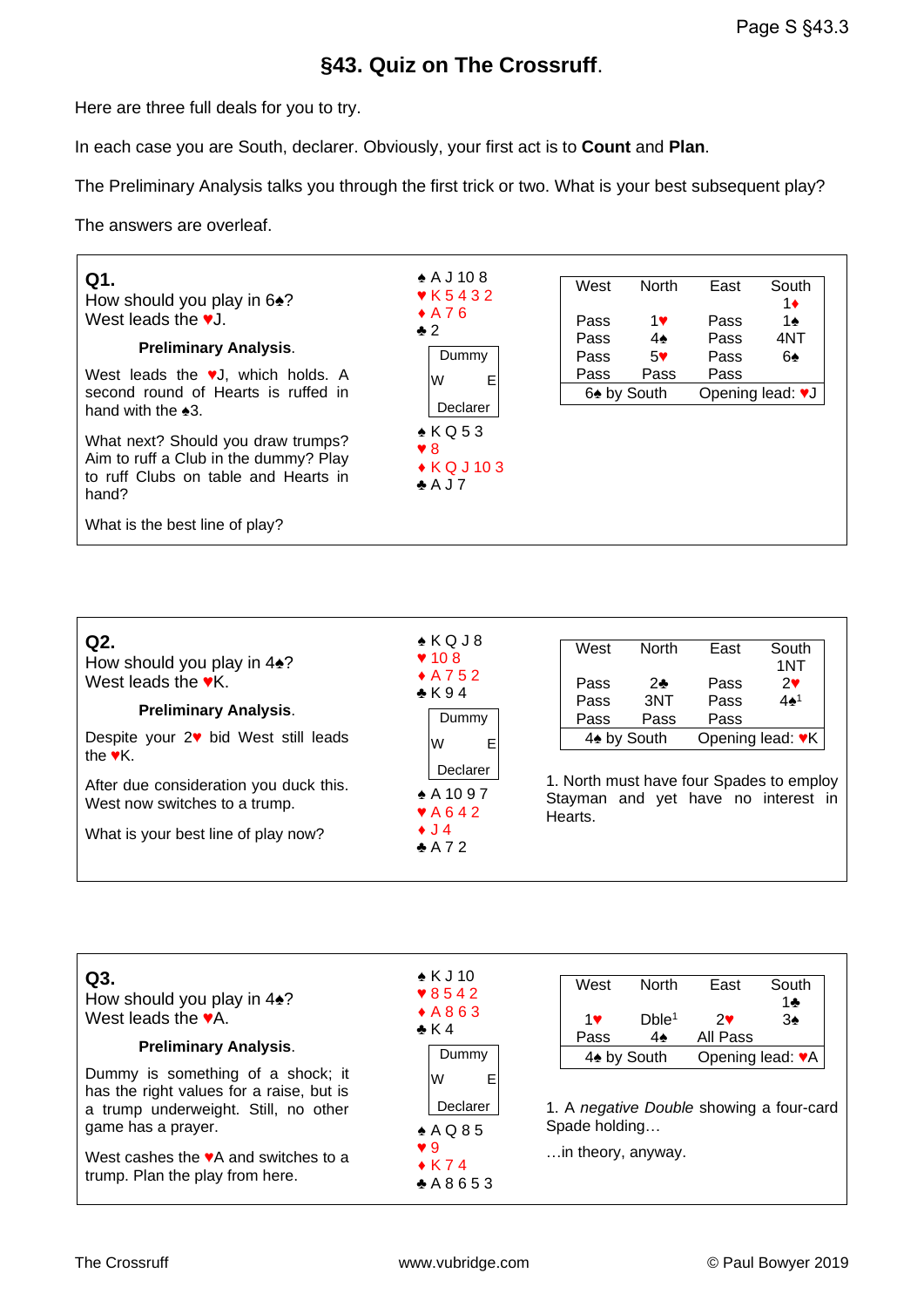# §43. Quiz on The Crossruff.

Here are three full deals for you to try.

In each case you are South, declarer. Obviously, your first act is to **Count** and **Plan**.

The Preliminary Analysis talks you through the first trick or two. What is your best subsequent play?

The answers are overleaf.

## Q1.

How should you play in 6♠?
West leads the ♥J.

**Preliminary Analysis.**

West leads the ♥J, which holds. A second round of Hearts is ruffed in hand with the ♠3.

What next? Should you draw trumps? Aim to ruff a Club in the dummy? Play to ruff Clubs on table and Hearts in hand?

What is the best line of play?

North (Dummy):
♠ A J 10 8
♥ K 5 4 3 2
♦ A 7 6
♣ 2

South (Declarer):
♠ K Q 5 3
♥ 8
♦ K Q J 10 3
♣ A J 7

| West | North | East | South |
|---|---|---|---|
| | | | 1♦ |
| Pass | 1♥ | Pass | 1♠ |
| Pass | 4♠ | Pass | 4NT |
| Pass | 5♥ | Pass | 6♠ |
| Pass | Pass | Pass | |
| 6♠ by South | | Opening lead: ♥J | |

## Q2.

How should you play in 4♠?
West leads the ♥K.

**Preliminary Analysis.**

Despite your 2♥ bid West still leads the ♥K.

After due consideration you duck this. West now switches to a trump.

What is your best line of play now?

North (Dummy):
♠ K Q J 8
♥ 10 8
♦ A 7 5 2
♣ K 9 4

South (Declarer):
♠ A 10 9 7
♥ A 6 4 2
♦ J 4
♣ A 7 2

| West | North | East | South |
|---|---|---|---|
| | | | 1NT |
| Pass | 2♣ | Pass | 2♥ |
| Pass | 3NT | Pass | 4♠[1] |
| Pass | Pass | Pass | |
| 4♠ by South | | Opening lead: ♥K | |

1. North must have four Spades to employ Stayman and yet have no interest in Hearts.

## Q3.

How should you play in 4♠?
West leads the ♥A.

**Preliminary Analysis.**

Dummy is something of a shock; it has the right values for a raise, but is a trump underweight. Still, no other game has a prayer.

West cashes the ♥A and switches to a trump. Plan the play from here.

North (Dummy):
♠ K J 10
♥ 8 5 4 2
♦ A 8 6 3
♣ K 4

South (Declarer):
♠ A Q 8 5
♥ 9
♦ K 7 4
♣ A 8 6 5 3

| West | North | East | South |
|---|---|---|---|
| | | | 1♣ |
| 1♥ | Dble[1] | 2♥ | 3♠ |
| Pass | 4♠ | All Pass | |
| 4♠ by South | | Opening lead: ♥A | |

1. A *negative Double* showing a four-card Spade holding…

…in theory, anyway.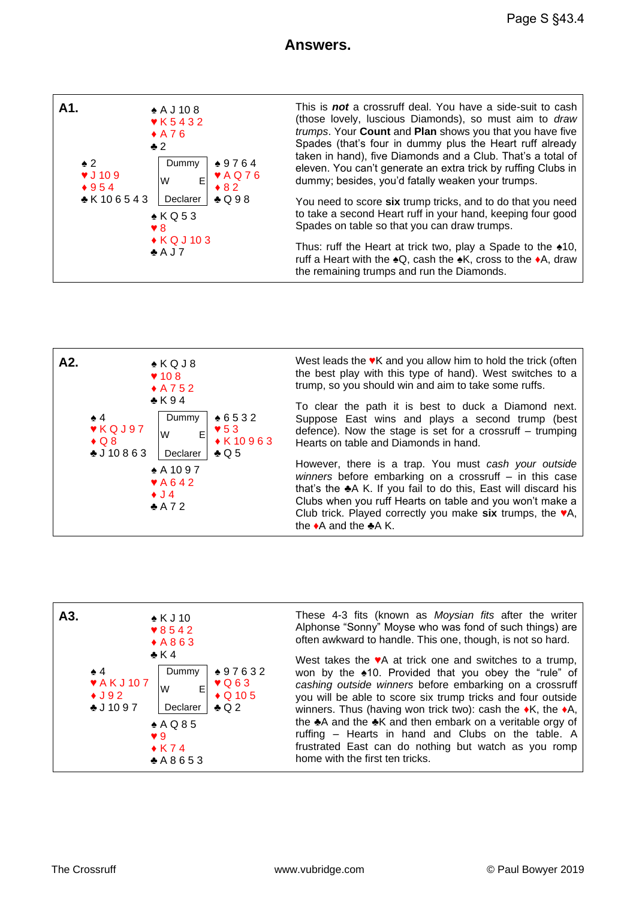## Answers.

### A1.

| | | |
|---|---|---|
| | ♠ A J 10 8<br>♥ K 5 4 3 2<br>♦ A 7 6<br>♣ 2 | |
| ♠ 2<br>♥ J 10 9<br>♦ 9 5 4<br>♣ K 10 6 5 4 3 | Dummy<br>W E<br>Declarer | ♠ 9 7 6 4<br>♥ A Q 7 6<br>♦ 8 2<br>♣ Q 9 8 |
| | ♠ K Q 5 3<br>♥ 8<br>♦ K Q J 10 3<br>♣ A J 7 | |

This is ***not*** a crossruff deal. You have a side-suit to cash (those lovely, luscious Diamonds), so must aim to *draw trumps*. Your **Count** and **Plan** shows you that you have five Spades (that's four in dummy plus the Heart ruff already taken in hand), five Diamonds and a Club. That's a total of eleven. You can't generate an extra trick by ruffing Clubs in dummy; besides, you'd fatally weaken your trumps.

You need to score **six** trump tricks, and to do that you need to take a second Heart ruff in your hand, keeping four good Spades on table so that you can draw trumps.

Thus: ruff the Heart at trick two, play a Spade to the ♠10, ruff a Heart with the ♠Q, cash the ♠K, cross to the ♦A, draw the remaining trumps and run the Diamonds.

### A2.

| | | |
|---|---|---|
| | ♠ K Q J 8<br>♥ 10 8<br>♦ A 7 5 2<br>♣ K 9 4 | |
| ♠ 4<br>♥ K Q J 9 7<br>♦ Q 8<br>♣ J 10 8 6 3 | Dummy<br>W E<br>Declarer | ♠ 6 5 3 2<br>♥ 5 3<br>♦ K 10 9 6 3<br>♣ Q 5 |
| | ♠ A 10 9 7<br>♥ A 6 4 2<br>♦ J 4<br>♣ A 7 2 | |

West leads the ♥K and you allow him to hold the trick (often the best play with this type of hand). West switches to a trump, so you should win and aim to take some ruffs.

To clear the path it is best to duck a Diamond next. Suppose East wins and plays a second trump (best defence). Now the stage is set for a crossruff – trumping Hearts on table and Diamonds in hand.

However, there is a trap. You must *cash your outside winners* before embarking on a crossruff – in this case that's the ♣A K. If you fail to do this, East will discard his Clubs when you ruff Hearts on table and you won't make a Club trick. Played correctly you make **six** trumps, the ♥A, the ♦A and the ♣A K.

### A3.

| | | |
|---|---|---|
| | ♠ K J 10<br>♥ 8 5 4 2<br>♦ A 8 6 3<br>♣ K 4 | |
| ♠ 4<br>♥ A K J 10 7<br>♦ J 9 2<br>♣ J 10 9 7 | Dummy<br>W E<br>Declarer | ♠ 9 7 6 3 2<br>♥ Q 6 3<br>♦ Q 10 5<br>♣ Q 2 |
| | ♠ A Q 8 5<br>♥ 9<br>♦ K 7 4<br>♣ A 8 6 5 3 | |

These 4-3 fits (known as *Moysian fits* after the writer Alphonse "Sonny" Moyse who was fond of such things) are often awkward to handle. This one, though, is not so hard.

West takes the ♥A at trick one and switches to a trump, won by the ♠10. Provided that you obey the "rule" of *cashing outside winners* before embarking on a crossruff you will be able to score six trump tricks and four outside winners. Thus (having won trick two): cash the ♦K, the ♦A, the ♣A and the ♣K and then embark on a veritable orgy of ruffing – Hearts in hand and Clubs on the table. A frustrated East can do nothing but watch as you romp home with the first ten tricks.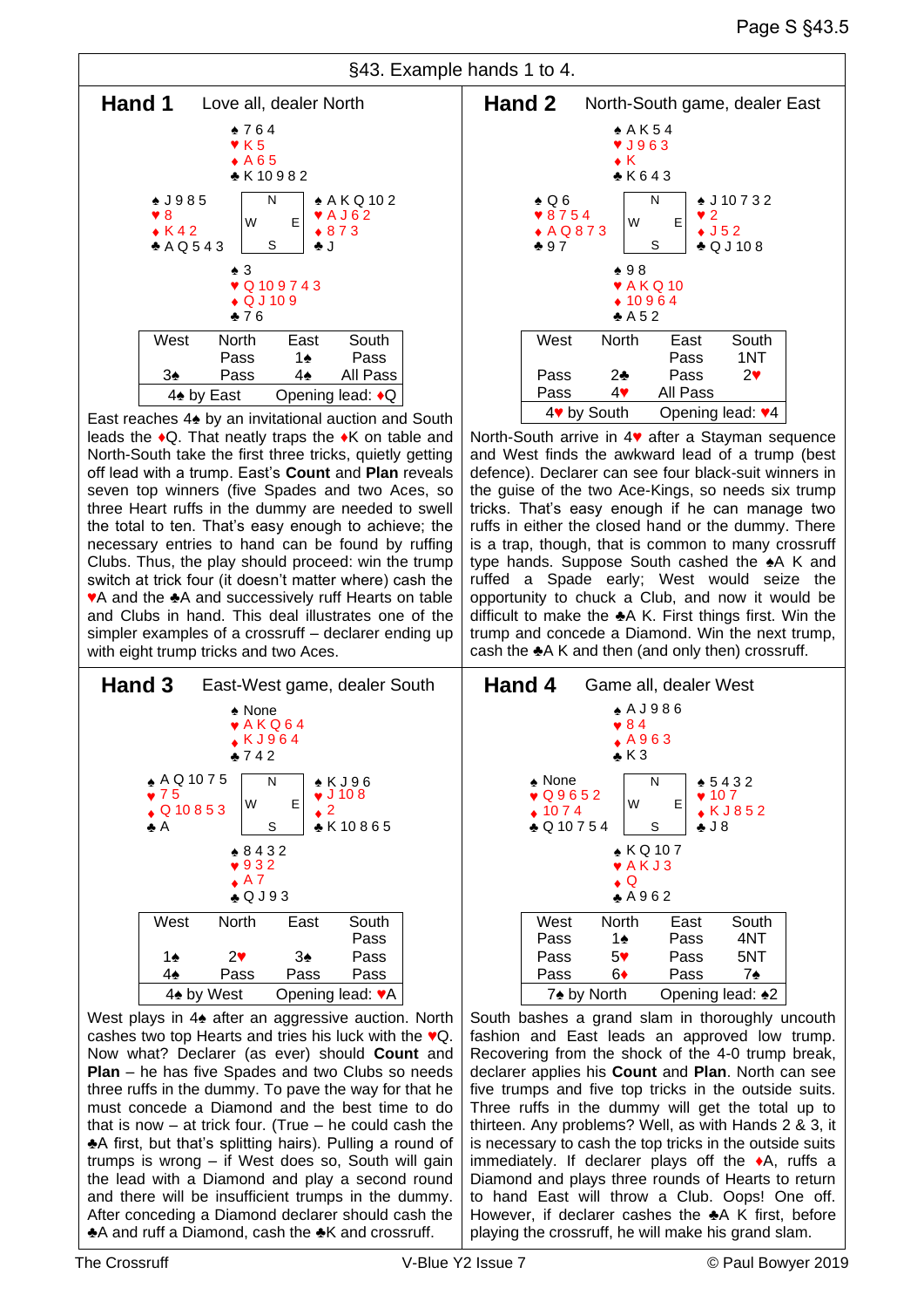## §43. Example hands 1 to 4.

### Hand 1 — Love all, dealer North

**North**
♠ 7 6 4
♥ K 5
♦ A 6 5
♣ K 10 9 8 2

**West**
♠ J 9 8 5
♥ 8
♦ K 4 2
♣ A Q 5 4 3

**East**
♠ A K Q 10 2
♥ A J 6 2
♦ 8 7 3
♣ J

**South**
♠ 3
♥ Q 10 9 7 4 3
♦ Q J 10 9
♣ 7 6

| West | North | East | South |
|---|---|---|---|
| | Pass | 1♠ | Pass |
| 3♠ | Pass | 4♠ | All Pass |

4♠ by East — Opening lead: ♦Q

East reaches 4♠ by an invitational auction and South leads the ♦Q. That neatly traps the ♦K on table and North-South take the first three tricks, quietly getting off lead with a trump. East's **Count** and **Plan** reveals seven top winners (five Spades and two Aces, so three Heart ruffs in the dummy are needed to swell the total to ten. That's easy enough to achieve; the necessary entries to hand can be found by ruffing Clubs. Thus, the play should proceed: win the trump switch at trick four (it doesn't matter where) cash the ♥A and the ♣A and successively ruff Hearts on table and Clubs in hand. This deal illustrates one of the simpler examples of a crossruff – declarer ending up with eight trump tricks and two Aces.

### Hand 2 — North-South game, dealer East

**North**
♠ A K 5 4
♥ J 9 6 3
♦ K
♣ K 6 4 3

**West**
♠ Q 6
♥ 8 7 5 4
♦ A Q 8 7 3
♣ 9 7

**East**
♠ J 10 7 3 2
♥ 2
♦ J 5 2
♣ Q J 10 8

**South**
♠ 9 8
♥ A K Q 10
♦ 10 9 6 4
♣ A 5 2

| West | North | East | South |
|---|---|---|---|
| | | Pass | 1NT |
| Pass | 2♣ | Pass | 2♥ |
| Pass | 4♥ | All Pass | |

4♥ by South — Opening lead: ♥4

North-South arrive in 4♥ after a Stayman sequence and West finds the awkward lead of a trump (best defence). Declarer can see four black-suit winners in the guise of the two Ace-Kings, so needs six trump tricks. That's easy enough if he can manage two ruffs in either the closed hand or the dummy. There is a trap, though, that is common to many crossruff type hands. Suppose South cashed the ♠A K and ruffed a Spade early; West would seize the opportunity to chuck a Club, and now it would be difficult to make the ♣A K. First things first. Win the trump and concede a Diamond. Win the next trump, cash the ♣A K and then (and only then) crossruff.

### Hand 3 — East-West game, dealer South

**North**
♠ None
♥ A K Q 6 4
♦ K J 9 6 4
♣ 7 4 2

**West**
♠ A Q 10 7 5
♥ 7 5
♦ Q 10 8 5 3
♣ A

**East**
♠ K J 9 6
♥ J 10 8
♦ 2
♣ K 10 8 6 5

**South**
♠ 8 4 3 2
♥ 9 3 2
♦ A 7
♣ Q J 9 3

| West | North | East | South |
|---|---|---|---|
| | | | Pass |
| 1♠ | 2♥ | 3♠ | Pass |
| 4♠ | Pass | Pass | Pass |

4♠ by West — Opening lead: ♥A

West plays in 4♠ after an aggressive auction. North cashes two top Hearts and tries his luck with the ♥Q. Now what? Declarer should (as ever) should **Count** and **Plan** – he has five Spades and two Clubs so needs three ruffs in the dummy. To pave the way for that he must concede a Diamond and the best time to do that is now – at trick four. (True – he could cash the ♣A first, but that's splitting hairs). Pulling a round of trumps is wrong – if West does so, South will gain the lead with a Diamond and play a second round and there will be insufficient trumps in the dummy. After conceding a Diamond declarer should cash the ♣A and ruff a Diamond, cash the ♣K and crossruff.

### Hand 4 — Game all, dealer West

**North**
♠ A J 9 8 6
♥ 8 4
♦ A 9 6 3
♣ K 3

**West**
♠ None
♥ Q 9 6 5 2
♦ 10 7 4
♣ Q 10 7 5 4

**East**
♠ 5 4 3 2
♥ 10 7
♦ K J 8 5 2
♣ J 8

**South**
♠ K Q 10 7
♥ A K J 3
♦ Q
♣ A 9 6 2

| West | North | East | South |
|---|---|---|---|
| Pass | 1♠ | Pass | 4NT |
| Pass | 5♥ | Pass | 5NT |
| Pass | 6♦ | Pass | 7♠ |

7♠ by North — Opening lead: ♠2

South bashes a grand slam in thoroughly uncouth fashion and East leads an approved low trump. Recovering from the shock of the 4-0 trump break, declarer applies his **Count** and **Plan**. North can see five trumps and five top tricks in the outside suits. Three ruffs in the dummy will get the total up to thirteen. Any problems? Well, as with Hands 2 & 3, it is necessary to cash the top tricks in the outside suits immediately. If declarer plays off the ♦A, ruffs a Diamond and plays three rounds of Hearts to return to hand East will throw a Club. Oops! One off. However, if declarer cashes the ♣A K first, before playing the crossruff, he will make his grand slam.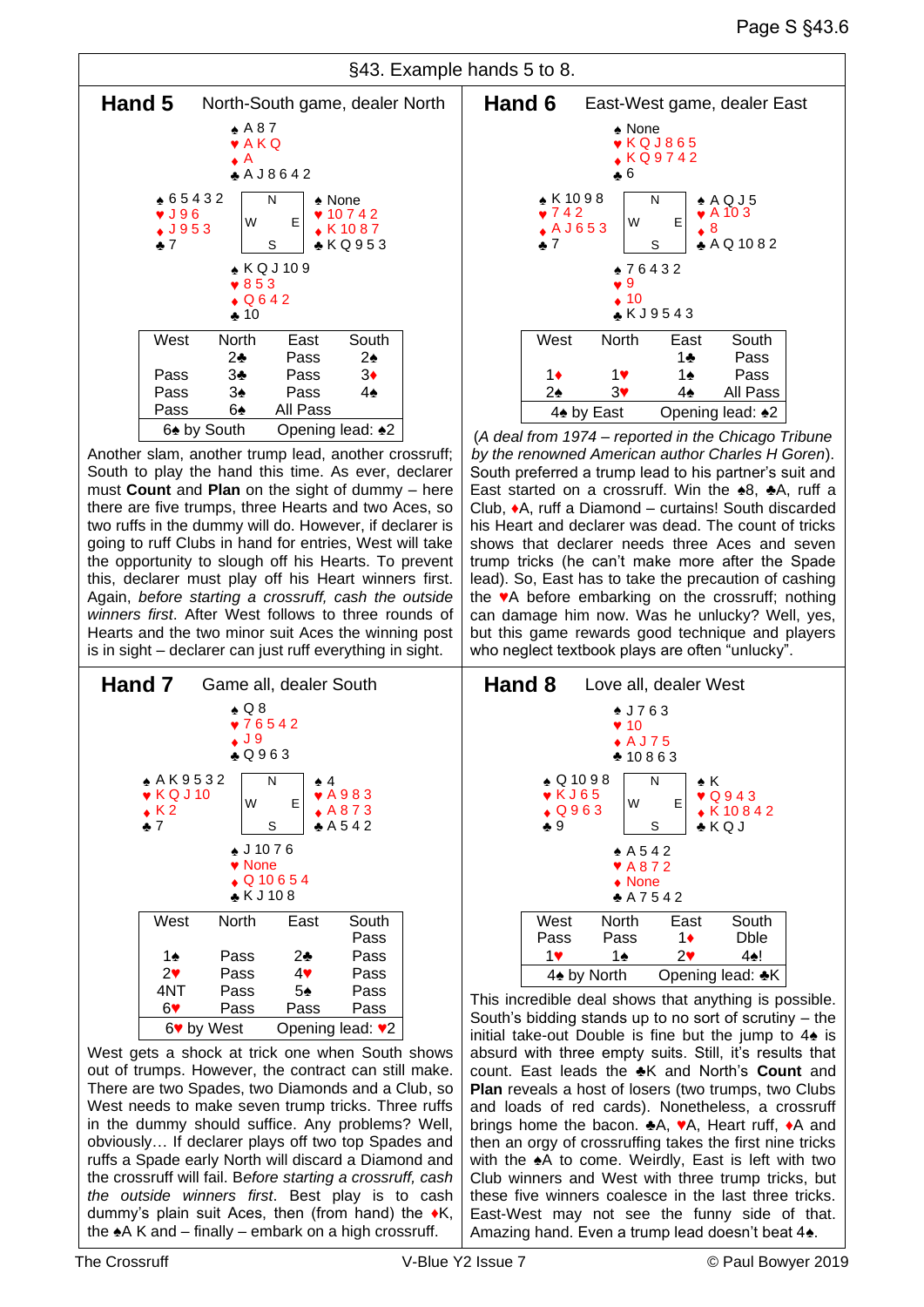## §43. Example hands 5 to 8.

### Hand 5

North-South game, dealer North

North:
♠ A 8 7
♥ A K Q
♦ A
♣ A J 8 6 4 2

West:
♠ 6 5 4 3 2
♥ J 9 6
♦ J 9 5 3
♣ 7

East:
♠ None
♥ 10 7 4 2
♦ K 10 8 7
♣ K Q 9 5 3

South:
♠ K Q J 10 9
♥ 8 5 3
♦ Q 6 4 2
♣ 10

| West | North | East | South |
|---|---|---|---|
| | 2♣ | Pass | 2♠ |
| Pass | 3♣ | Pass | 3♦ |
| Pass | 3♠ | Pass | 4♠ |
| Pass | 6♠ | All Pass | |
| 6♠ by South | | Opening lead: ♠2 | |

Another slam, another trump lead, another crossruff; South to play the hand this time. As ever, declarer must **Count** and **Plan** on the sight of dummy – here there are five trumps, three Hearts and two Aces, so two ruffs in the dummy will do. However, if declarer is going to ruff Clubs in hand for entries, West will take the opportunity to slough off his Hearts. To prevent this, declarer must play off his Heart winners first. Again, *before starting a crossruff, cash the outside winners first*. After West follows to three rounds of Hearts and the two minor suit Aces the winning post is in sight – declarer can just ruff everything in sight.

### Hand 6

East-West game, dealer East

North:
♠ None
♥ K Q J 8 6 5
♦ K Q 9 7 4 2
♣ 6

West:
♠ K 10 9 8
♥ 7 4 2
♦ A J 6 5 3
♣ 7

East:
♠ A Q J 5
♥ A 10 3
♦ 8
♣ A Q 10 8 2

South:
♠ 7 6 4 3 2
♥ 9
♦ 10
♣ K J 9 5 4 3

| West | North | East | South |
|---|---|---|---|
| | | 1♣ | Pass |
| 1♦ | 1♥ | 1♠ | Pass |
| 2♠ | 3♥ | 4♠ | All Pass |
| 4♠ by East | | Opening lead: ♠2 | |

*(A deal from 1974 – reported in the Chicago Tribune by the renowned American author Charles H Goren)*. South preferred a trump lead to his partner's suit and East started on a crossruff. Win the ♠8, ♣A, ruff a Club, ♦A, ruff a Diamond – curtains! South discarded his Heart and declarer was dead. The count of tricks shows that declarer needs three Aces and seven trump tricks (he can't make more after the Spade lead). So, East has to take the precaution of cashing the ♥A before embarking on the crossruff; nothing can damage him now. Was he unlucky? Well, yes, but this game rewards good technique and players who neglect textbook plays are often "unlucky".

### Hand 7

Game all, dealer South

North:
♠ Q 8
♥ 7 6 5 4 2
♦ J 9
♣ Q 9 6 3

West:
♠ A K 9 5 3 2
♥ K Q J 10
♦ K 2
♣ 7

East:
♠ 4
♥ A 9 8 3
♦ A 8 7 3
♣ A 5 4 2

South:
♠ J 10 7 6
♥ None
♦ Q 10 6 5 4
♣ K J 10 8

| West | North | East | South |
|---|---|---|---|
| | | | Pass |
| 1♠ | Pass | 2♣ | Pass |
| 2♥ | Pass | 4♥ | Pass |
| 4NT | Pass | 5♠ | Pass |
| 6♥ | Pass | Pass | Pass |
| 6♥ by West | | Opening lead: ♥2 | |

West gets a shock at trick one when South shows out of trumps. However, the contract can still make. There are two Spades, two Diamonds and a Club, so West needs to make seven trump tricks. Three ruffs in the dummy should suffice. Any problems? Well, obviously… If declarer plays off two top Spades and ruffs a Spade early North will discard a Diamond and the crossruff will fail. B*efore starting a crossruff, cash the outside winners first*. Best play is to cash dummy's plain suit Aces, then (from hand) the ♦K, the ♠A K and – finally – embark on a high crossruff.

### Hand 8

Love all, dealer West

North:
♠ J 7 6 3
♥ 10
♦ A J 7 5
♣ 10 8 6 3

West:
♠ Q 10 9 8
♥ K J 6 5
♦ Q 9 6 3
♣ 9

East:
♠ K
♥ Q 9 4 3
♦ K 10 8 4 2
♣ K Q J

South:
♠ A 5 4 2
♥ A 8 7 2
♦ None
♣ A 7 5 4 2

| West | North | East | South |
|---|---|---|---|
| Pass | Pass | 1♦ | Dble |
| 1♥ | 1♠ | 2♥ | 4♠! |
| 4♠ by North | | Opening lead: ♣K | |

This incredible deal shows that anything is possible. South's bidding stands up to no sort of scrutiny – the initial take-out Double is fine but the jump to 4♠ is absurd with three empty suits. Still, it's results that count. East leads the ♣K and North's **Count** and **Plan** reveals a host of losers (two trumps, two Clubs and loads of red cards). Nonetheless, a crossruff brings home the bacon. ♣A, ♥A, Heart ruff, ♦A and then an orgy of crossruffing takes the first nine tricks with the ♠A to come. Weirdly, East is left with two Club winners and West with three trump tricks, but these five winners coalesce in the last three tricks. East-West may not see the funny side of that. Amazing hand. Even a trump lead doesn't beat 4♠.